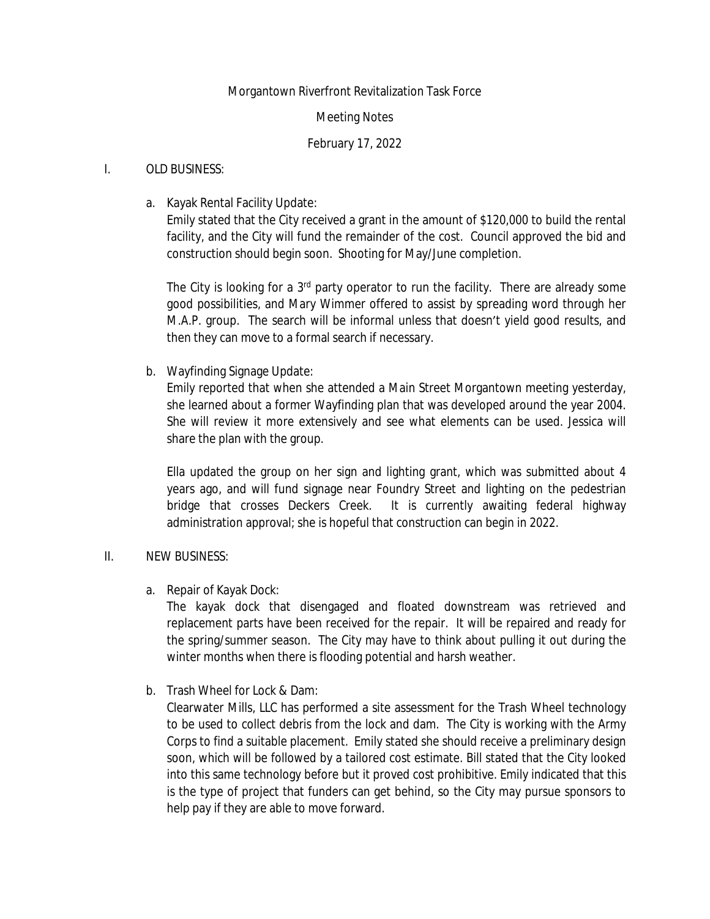Morgantown Riverfront Revitalization Task Force

Meeting Notes

February 17, 2022

## I. OLD BUSINESS:

a. Kayak Rental Facility Update:

Emily stated that the City received a grant in the amount of $120,000 to build the rental facility, and the City will fund the remainder of the cost. Council approved the bid and construction should begin soon. Shooting for May/June completion.

The City is looking for a 3rd party operator to run the facility. There are already some good possibilities, and Mary Wimmer offered to assist by spreading word through her M.A.P. group. The search will be informal unless that doesn't yield good results, and then they can move to a formal search if necessary.

b. Wayfinding Signage Update:

Emily reported that when she attended a Main Street Morgantown meeting yesterday, she learned about a former Wayfinding plan that was developed around the year 2004. She will review it more extensively and see what elements can be used. Jessica will share the plan with the group.

Ella updated the group on her sign and lighting grant, which was submitted about 4 years ago, and will fund signage near Foundry Street and lighting on the pedestrian bridge that crosses Deckers Creek. It is currently awaiting federal highway administration approval; she is hopeful that construction can begin in 2022.

## II. NEW BUSINESS:

a. Repair of Kayak Dock:

The kayak dock that disengaged and floated downstream was retrieved and replacement parts have been received for the repair. It will be repaired and ready for the spring/summer season. The City may have to think about pulling it out during the winter months when there is flooding potential and harsh weather.

b. Trash Wheel for Lock & Dam:

Clearwater Mills, LLC has performed a site assessment for the Trash Wheel technology to be used to collect debris from the lock and dam. The City is working with the Army Corps to find a suitable placement. Emily stated she should receive a preliminary design soon, which will be followed by a tailored cost estimate. Bill stated that the City looked into this same technology before but it proved cost prohibitive. Emily indicated that this is the type of project that funders can get behind, so the City may pursue sponsors to help pay if they are able to move forward.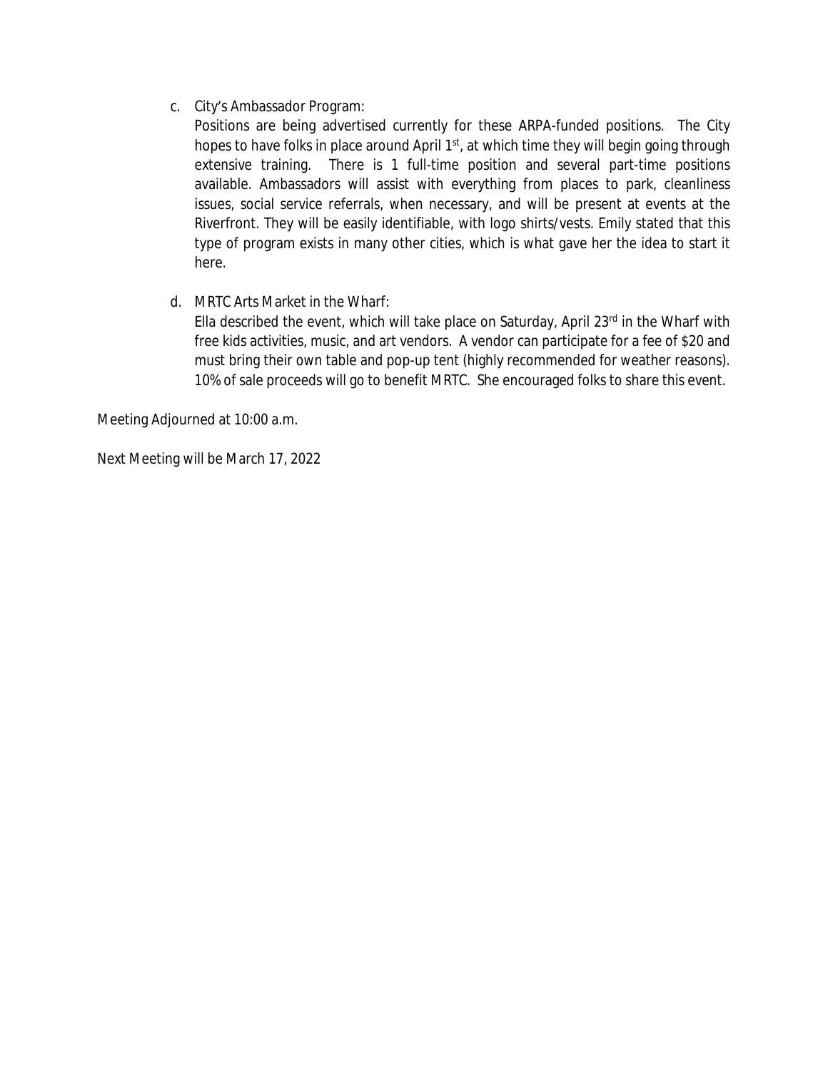c. City's Ambassador Program:

   Positions are being advertised currently for these ARPA-funded positions. The City hopes to have folks in place around April 1st, at which time they will begin going through extensive training. There is 1 full-time position and several part-time positions available. Ambassadors will assist with everything from places to park, cleanliness issues, social service referrals, when necessary, and will be present at events at the Riverfront. They will be easily identifiable, with logo shirts/vests. Emily stated that this type of program exists in many other cities, which is what gave her the idea to start it here.

d. MRTC Arts Market in the Wharf:

   Ella described the event, which will take place on Saturday, April 23rd in the Wharf with free kids activities, music, and art vendors. A vendor can participate for a fee of $20 and must bring their own table and pop-up tent (highly recommended for weather reasons). 10% of sale proceeds will go to benefit MRTC. She encouraged folks to share this event.

Meeting Adjourned at 10:00 a.m.

Next Meeting will be March 17, 2022